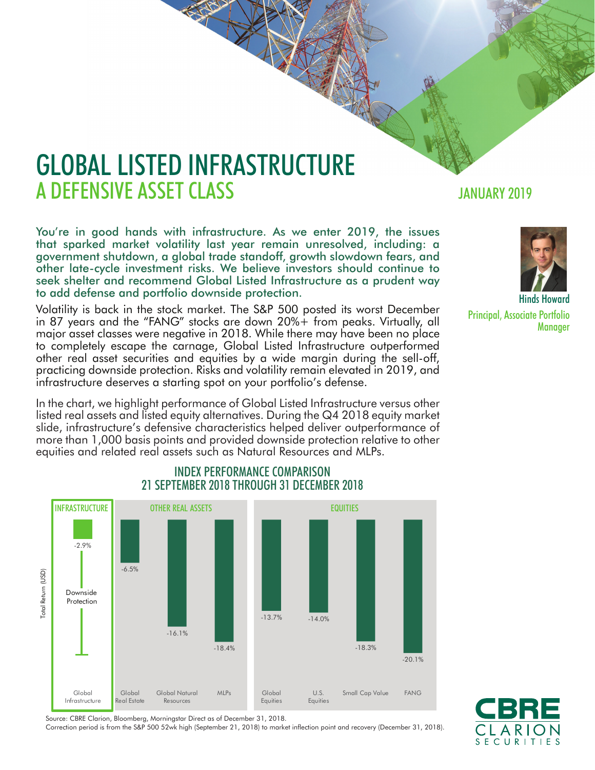# GLOBAL LISTED INFRASTRUCTURE
## A DEFENSIVE ASSET CLASS

JANUARY 2019

Hinds Howard
Principal, Associate Portfolio Manager

You're in good hands with infrastructure. As we enter 2019, the issues that sparked market volatility last year remain unresolved, including: a government shutdown, a global trade standoff, growth slowdown fears, and other late-cycle investment risks. We believe investors should continue to seek shelter and recommend Global Listed Infrastructure as a prudent way to add defense and portfolio downside protection.

Volatility is back in the stock market. The S&P 500 posted its worst December in 87 years and the "FANG" stocks are down 20%+ from peaks. Virtually, all major asset classes were negative in 2018. While there may have been no place to completely escape the carnage, Global Listed Infrastructure outperformed other real asset securities and equities by a wide margin during the sell-off, practicing downside protection. Risks and volatility remain elevated in 2019, and infrastructure deserves a starting spot on your portfolio's defense.

In the chart, we highlight performance of Global Listed Infrastructure versus other listed real assets and listed equity alternatives. During the Q4 2018 equity market slide, infrastructure's defensive characteristics helped deliver outperformance of more than 1,000 basis points and provided downside protection relative to other equities and related real assets such as Natural Resources and MLPs.

### INDEX PERFORMANCE COMPARISON
### 21 SEPTEMBER 2018 THROUGH 31 DECEMBER 2018

Total Return (USD)

| Category | Index | Total Return (USD) |
|---|---|---|
| Infrastructure | Global Infrastructure | -2.9% |
| Other Real Assets | Global Real Estate | -6.5% |
| Other Real Assets | Global Natural Resources | -16.1% |
| Other Real Assets | MLPs | -18.4% |
| Equities | Global Equities | -13.7% |
| Equities | U.S. Equities | -14.0% |
| Equities | Small Cap Value | -18.3% |
| Equities | FANG | -20.1% |

Downside Protection

Source: CBRE Clarion, Bloomberg, Morningstar Direct as of December 31, 2018.
Correction period is from the S&P 500 52wk high (September 21, 2018) to market inflection point and recovery (December 31, 2018).

CBRE CLARION SECURITIES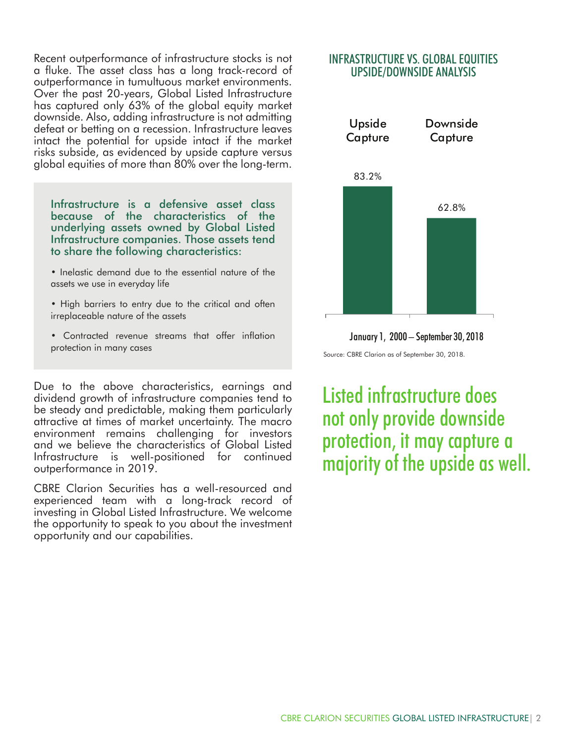Recent outperformance of infrastructure stocks is not a fluke. The asset class has a long track-record of outperformance in tumultuous market environments. Over the past 20-years, Global Listed Infrastructure has captured only 63% of the global equity market downside. Also, adding infrastructure is not admitting defeat or betting on a recession. Infrastructure leaves intact the potential for upside intact if the market risks subside, as evidenced by upside capture versus global equities of more than 80% over the long-term.

> Infrastructure is a defensive asset class because of the characteristics of the underlying assets owned by Global Listed Infrastructure companies. Those assets tend to share the following characteristics:
>
> - Inelastic demand due to the essential nature of the assets we use in everyday life
> - High barriers to entry due to the critical and often irreplaceable nature of the assets
> - Contracted revenue streams that offer inflation protection in many cases

Due to the above characteristics, earnings and dividend growth of infrastructure companies tend to be steady and predictable, making them particularly attractive at times of market uncertainty. The macro environment remains challenging for investors and we believe the characteristics of Global Listed Infrastructure is well-positioned for continued outperformance in 2019.

CBRE Clarion Securities has a well-resourced and experienced team with a long-track record of investing in Global Listed Infrastructure. We welcome the opportunity to speak to you about the investment opportunity and our capabilities.

## INFRASTRUCTURE VS. GLOBAL EQUITIES UPSIDE/DOWNSIDE ANALYSIS

| Upside Capture | Downside Capture |
|---|---|
| 83.2% | 62.8% |

January 1, 2000 – September 30, 2018

Source: CBRE Clarion as of September 30, 2018.

## Listed infrastructure does not only provide downside protection, it may capture a majority of the upside as well.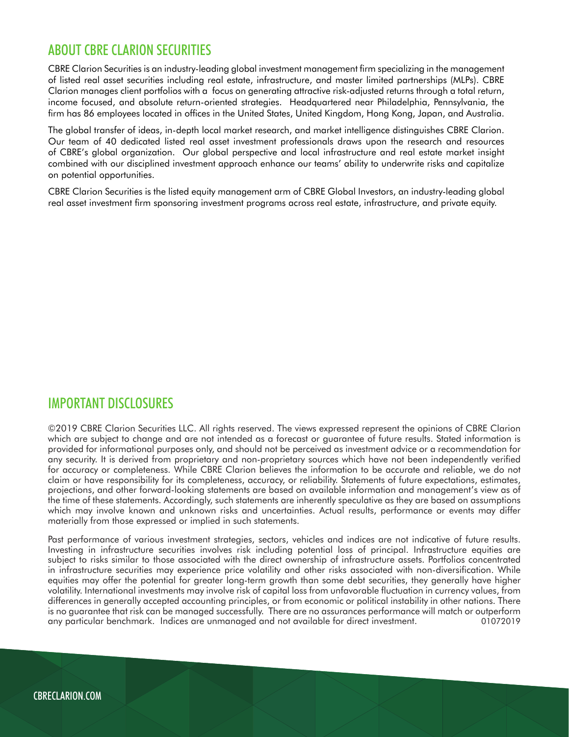## ABOUT CBRE CLARION SECURITIES

CBRE Clarion Securities is an industry-leading global investment management firm specializing in the management of listed real asset securities including real estate, infrastructure, and master limited partnerships (MLPs). CBRE Clarion manages client portfolios with a focus on generating attractive risk-adjusted returns through a total return, income focused, and absolute return-oriented strategies. Headquartered near Philadelphia, Pennsylvania, the firm has 86 employees located in offices in the United States, United Kingdom, Hong Kong, Japan, and Australia.

The global transfer of ideas, in-depth local market research, and market intelligence distinguishes CBRE Clarion. Our team of 40 dedicated listed real asset investment professionals draws upon the research and resources of CBRE's global organization. Our global perspective and local infrastructure and real estate market insight combined with our disciplined investment approach enhance our teams' ability to underwrite risks and capitalize on potential opportunities.

CBRE Clarion Securities is the listed equity management arm of CBRE Global Investors, an industry-leading global real asset investment firm sponsoring investment programs across real estate, infrastructure, and private equity.

## IMPORTANT DISCLOSURES

©2019 CBRE Clarion Securities LLC. All rights reserved. The views expressed represent the opinions of CBRE Clarion which are subject to change and are not intended as a forecast or guarantee of future results. Stated information is provided for informational purposes only, and should not be perceived as investment advice or a recommendation for any security. It is derived from proprietary and non-proprietary sources which have not been independently verified for accuracy or completeness. While CBRE Clarion believes the information to be accurate and reliable, we do not claim or have responsibility for its completeness, accuracy, or reliability. Statements of future expectations, estimates, projections, and other forward-looking statements are based on available information and management's view as of the time of these statements. Accordingly, such statements are inherently speculative as they are based on assumptions which may involve known and unknown risks and uncertainties. Actual results, performance or events may differ materially from those expressed or implied in such statements.

Past performance of various investment strategies, sectors, vehicles and indices are not indicative of future results. Investing in infrastructure securities involves risk including potential loss of principal. Infrastructure equities are subject to risks similar to those associated with the direct ownership of infrastructure assets. Portfolios concentrated in infrastructure securities may experience price volatility and other risks associated with non-diversification. While equities may offer the potential for greater long-term growth than some debt securities, they generally have higher volatility. International investments may involve risk of capital loss from unfavorable fluctuation in currency values, from differences in generally accepted accounting principles, or from economic or political instability in other nations. There is no guarantee that risk can be managed successfully. There are no assurances performance will match or outperform any particular benchmark. Indices are unmanaged and not available for direct investment. 01072019

CBRECLARION.COM